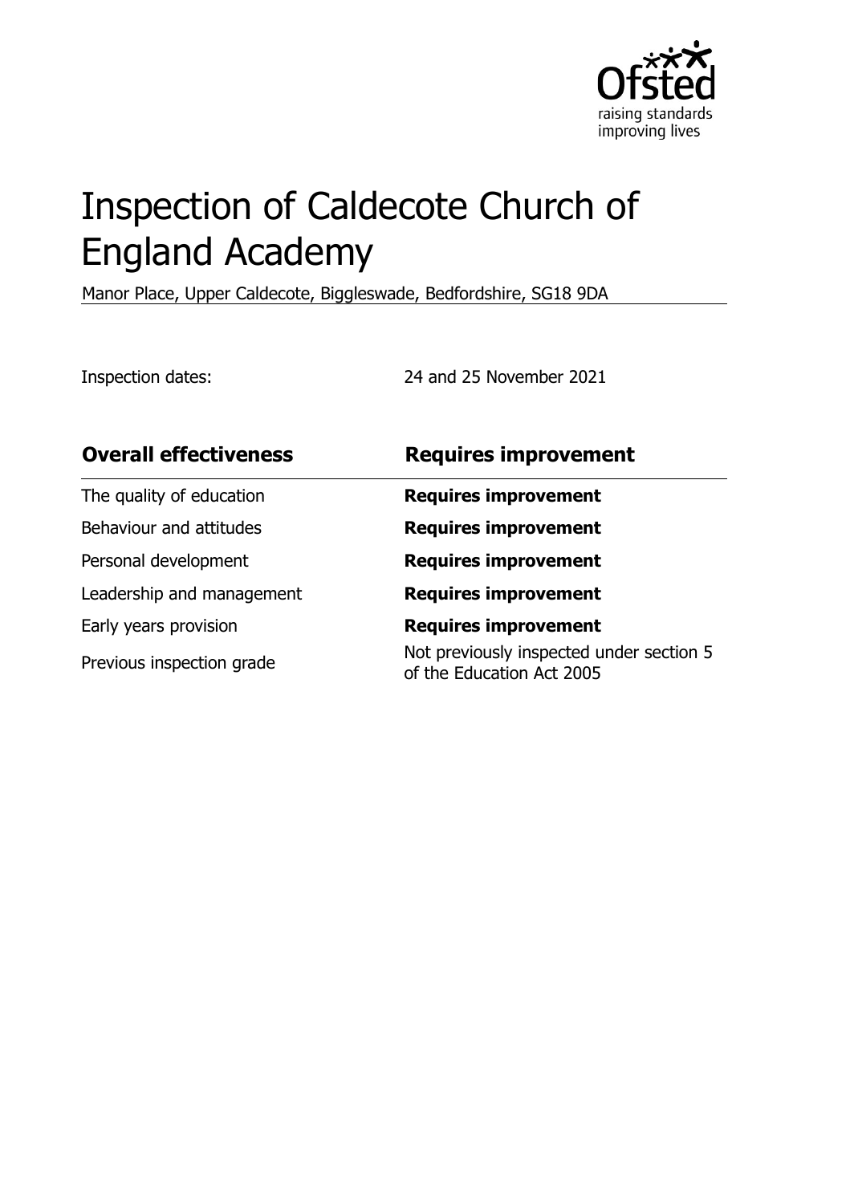# Inspection of Caldecote Church of England Academy

Manor Place, Upper Caldecote, Biggleswade, Bedfordshire, SG18 9DA

Inspection dates: 24 and 25 November 2021

| Overall effectiveness | Requires improvement |
| --- | --- |
| The quality of education | **Requires improvement** |
| Behaviour and attitudes | **Requires improvement** |
| Personal development | **Requires improvement** |
| Leadership and management | **Requires improvement** |
| Early years provision | **Requires improvement** |
| Previous inspection grade | Not previously inspected under section 5 of the Education Act 2005 |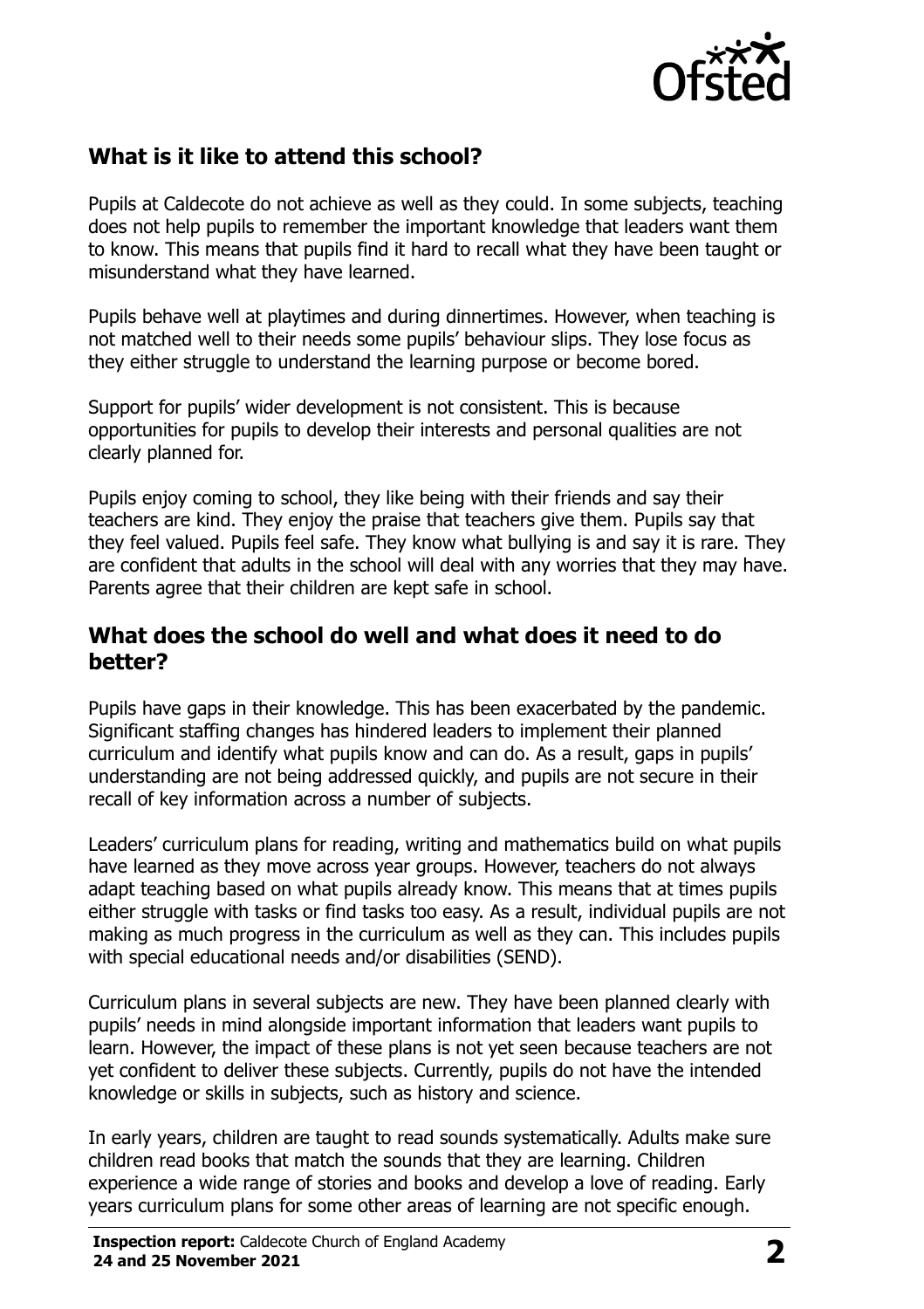## What is it like to attend this school?

Pupils at Caldecote do not achieve as well as they could. In some subjects, teaching does not help pupils to remember the important knowledge that leaders want them to know. This means that pupils find it hard to recall what they have been taught or misunderstand what they have learned.

Pupils behave well at playtimes and during dinnertimes. However, when teaching is not matched well to their needs some pupils' behaviour slips. They lose focus as they either struggle to understand the learning purpose or become bored.

Support for pupils' wider development is not consistent. This is because opportunities for pupils to develop their interests and personal qualities are not clearly planned for.

Pupils enjoy coming to school, they like being with their friends and say their teachers are kind. They enjoy the praise that teachers give them. Pupils say that they feel valued. Pupils feel safe. They know what bullying is and say it is rare. They are confident that adults in the school will deal with any worries that they may have. Parents agree that their children are kept safe in school.

## What does the school do well and what does it need to do better?

Pupils have gaps in their knowledge. This has been exacerbated by the pandemic. Significant staffing changes has hindered leaders to implement their planned curriculum and identify what pupils know and can do. As a result, gaps in pupils' understanding are not being addressed quickly, and pupils are not secure in their recall of key information across a number of subjects.

Leaders' curriculum plans for reading, writing and mathematics build on what pupils have learned as they move across year groups. However, teachers do not always adapt teaching based on what pupils already know. This means that at times pupils either struggle with tasks or find tasks too easy. As a result, individual pupils are not making as much progress in the curriculum as well as they can. This includes pupils with special educational needs and/or disabilities (SEND).

Curriculum plans in several subjects are new. They have been planned clearly with pupils' needs in mind alongside important information that leaders want pupils to learn. However, the impact of these plans is not yet seen because teachers are not yet confident to deliver these subjects. Currently, pupils do not have the intended knowledge or skills in subjects, such as history and science.

In early years, children are taught to read sounds systematically. Adults make sure children read books that match the sounds that they are learning. Children experience a wide range of stories and books and develop a love of reading. Early years curriculum plans for some other areas of learning are not specific enough.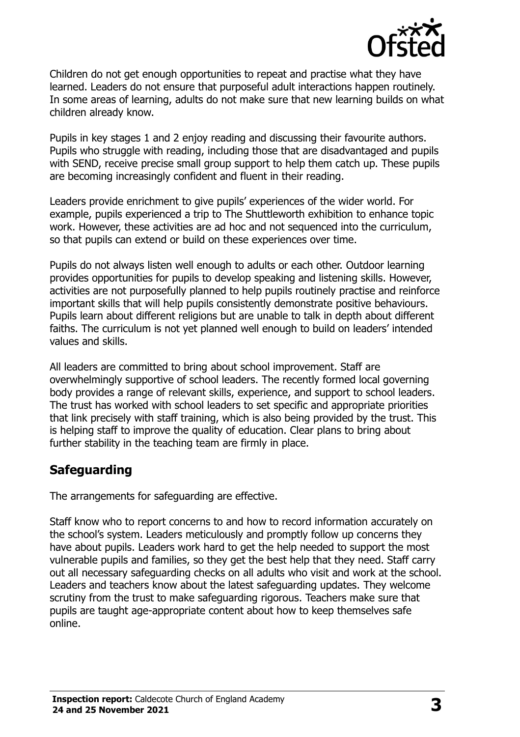Children do not get enough opportunities to repeat and practise what they have learned. Leaders do not ensure that purposeful adult interactions happen routinely. In some areas of learning, adults do not make sure that new learning builds on what children already know.

Pupils in key stages 1 and 2 enjoy reading and discussing their favourite authors. Pupils who struggle with reading, including those that are disadvantaged and pupils with SEND, receive precise small group support to help them catch up. These pupils are becoming increasingly confident and fluent in their reading.

Leaders provide enrichment to give pupils' experiences of the wider world. For example, pupils experienced a trip to The Shuttleworth exhibition to enhance topic work. However, these activities are ad hoc and not sequenced into the curriculum, so that pupils can extend or build on these experiences over time.

Pupils do not always listen well enough to adults or each other. Outdoor learning provides opportunities for pupils to develop speaking and listening skills. However, activities are not purposefully planned to help pupils routinely practise and reinforce important skills that will help pupils consistently demonstrate positive behaviours. Pupils learn about different religions but are unable to talk in depth about different faiths. The curriculum is not yet planned well enough to build on leaders' intended values and skills.

All leaders are committed to bring about school improvement. Staff are overwhelmingly supportive of school leaders. The recently formed local governing body provides a range of relevant skills, experience, and support to school leaders. The trust has worked with school leaders to set specific and appropriate priorities that link precisely with staff training, which is also being provided by the trust. This is helping staff to improve the quality of education. Clear plans to bring about further stability in the teaching team are firmly in place.

## Safeguarding

The arrangements for safeguarding are effective.

Staff know who to report concerns to and how to record information accurately on the school's system. Leaders meticulously and promptly follow up concerns they have about pupils. Leaders work hard to get the help needed to support the most vulnerable pupils and families, so they get the best help that they need. Staff carry out all necessary safeguarding checks on all adults who visit and work at the school. Leaders and teachers know about the latest safeguarding updates. They welcome scrutiny from the trust to make safeguarding rigorous. Teachers make sure that pupils are taught age-appropriate content about how to keep themselves safe online.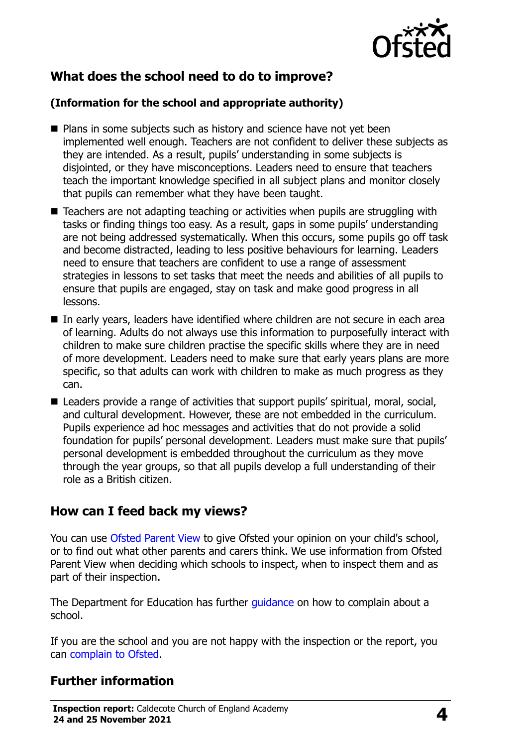## What does the school need to do to improve?

### (Information for the school and appropriate authority)

- Plans in some subjects such as history and science have not yet been implemented well enough. Teachers are not confident to deliver these subjects as they are intended. As a result, pupils' understanding in some subjects is disjointed, or they have misconceptions. Leaders need to ensure that teachers teach the important knowledge specified in all subject plans and monitor closely that pupils can remember what they have been taught.
- Teachers are not adapting teaching or activities when pupils are struggling with tasks or finding things too easy. As a result, gaps in some pupils' understanding are not being addressed systematically. When this occurs, some pupils go off task and become distracted, leading to less positive behaviours for learning. Leaders need to ensure that teachers are confident to use a range of assessment strategies in lessons to set tasks that meet the needs and abilities of all pupils to ensure that pupils are engaged, stay on task and make good progress in all lessons.
- In early years, leaders have identified where children are not secure in each area of learning. Adults do not always use this information to purposefully interact with children to make sure children practise the specific skills where they are in need of more development. Leaders need to make sure that early years plans are more specific, so that adults can work with children to make as much progress as they can.
- Leaders provide a range of activities that support pupils' spiritual, moral, social, and cultural development. However, these are not embedded in the curriculum. Pupils experience ad hoc messages and activities that do not provide a solid foundation for pupils' personal development. Leaders must make sure that pupils' personal development is embedded throughout the curriculum as they move through the year groups, so that all pupils develop a full understanding of their role as a British citizen.

## How can I feed back my views?

You can use Ofsted Parent View to give Ofsted your opinion on your child's school, or to find out what other parents and carers think. We use information from Ofsted Parent View when deciding which schools to inspect, when to inspect them and as part of their inspection.

The Department for Education has further guidance on how to complain about a school.

If you are the school and you are not happy with the inspection or the report, you can complain to Ofsted.

## Further information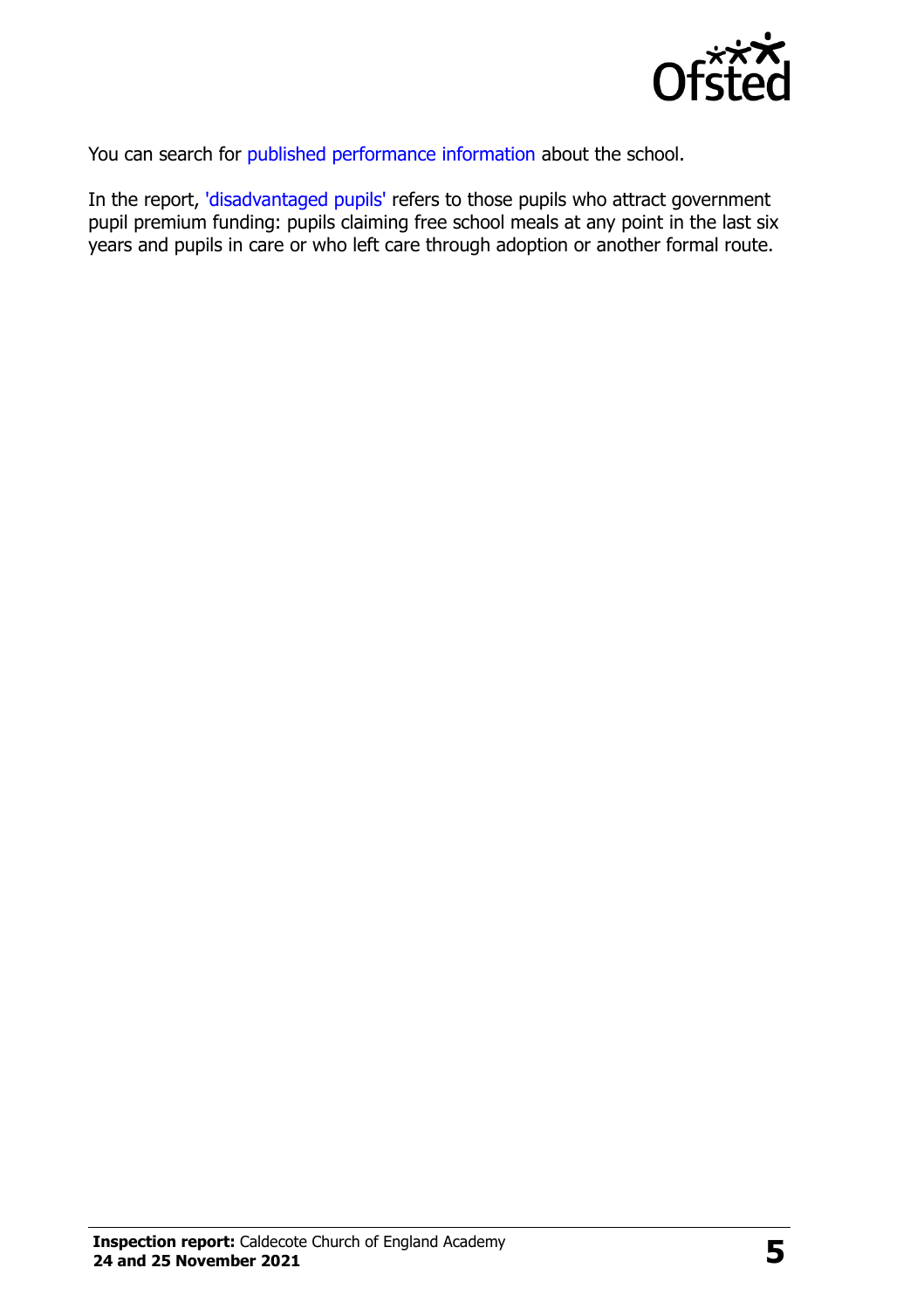You can search for published performance information about the school.

In the report, 'disadvantaged pupils' refers to those pupils who attract government pupil premium funding: pupils claiming free school meals at any point in the last six years and pupils in care or who left care through adoption or another formal route.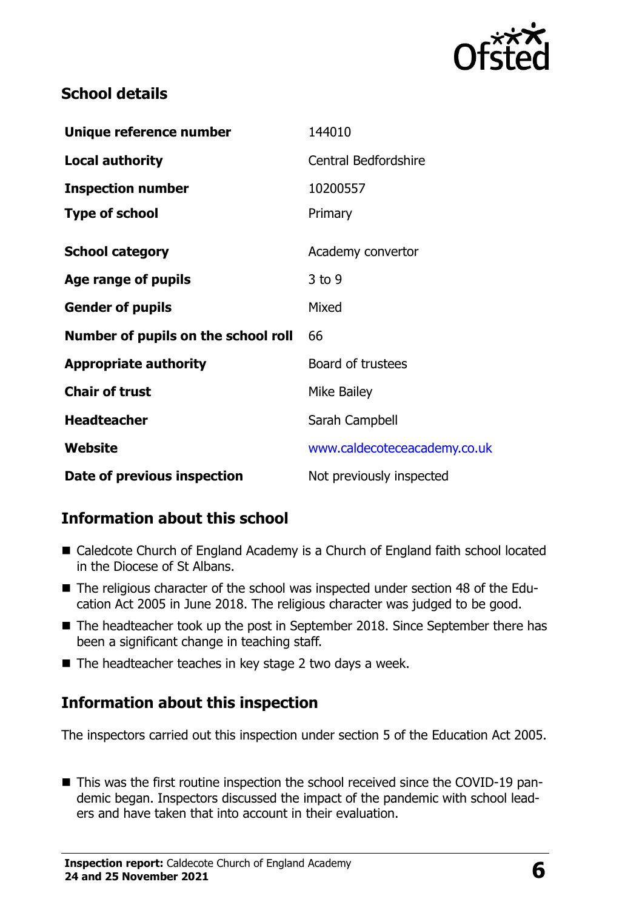## School details

| | |
|---|---|
| **Unique reference number** | 144010 |
| **Local authority** | Central Bedfordshire |
| **Inspection number** | 10200557 |
| **Type of school** | Primary |
| **School category** | Academy convertor |
| **Age range of pupils** | 3 to 9 |
| **Gender of pupils** | Mixed |
| **Number of pupils on the school roll** | 66 |
| **Appropriate authority** | Board of trustees |
| **Chair of trust** | Mike Bailey |
| **Headteacher** | Sarah Campbell |
| **Website** | www.caldecoteceacademy.co.uk |
| **Date of previous inspection** | Not previously inspected |

## Information about this school

- Caledcote Church of England Academy is a Church of England faith school located in the Diocese of St Albans.
- The religious character of the school was inspected under section 48 of the Education Act 2005 in June 2018. The religious character was judged to be good.
- The headteacher took up the post in September 2018. Since September there has been a significant change in teaching staff.
- The headteacher teaches in key stage 2 two days a week.

## Information about this inspection

The inspectors carried out this inspection under section 5 of the Education Act 2005.

- This was the first routine inspection the school received since the COVID-19 pandemic began. Inspectors discussed the impact of the pandemic with school leaders and have taken that into account in their evaluation.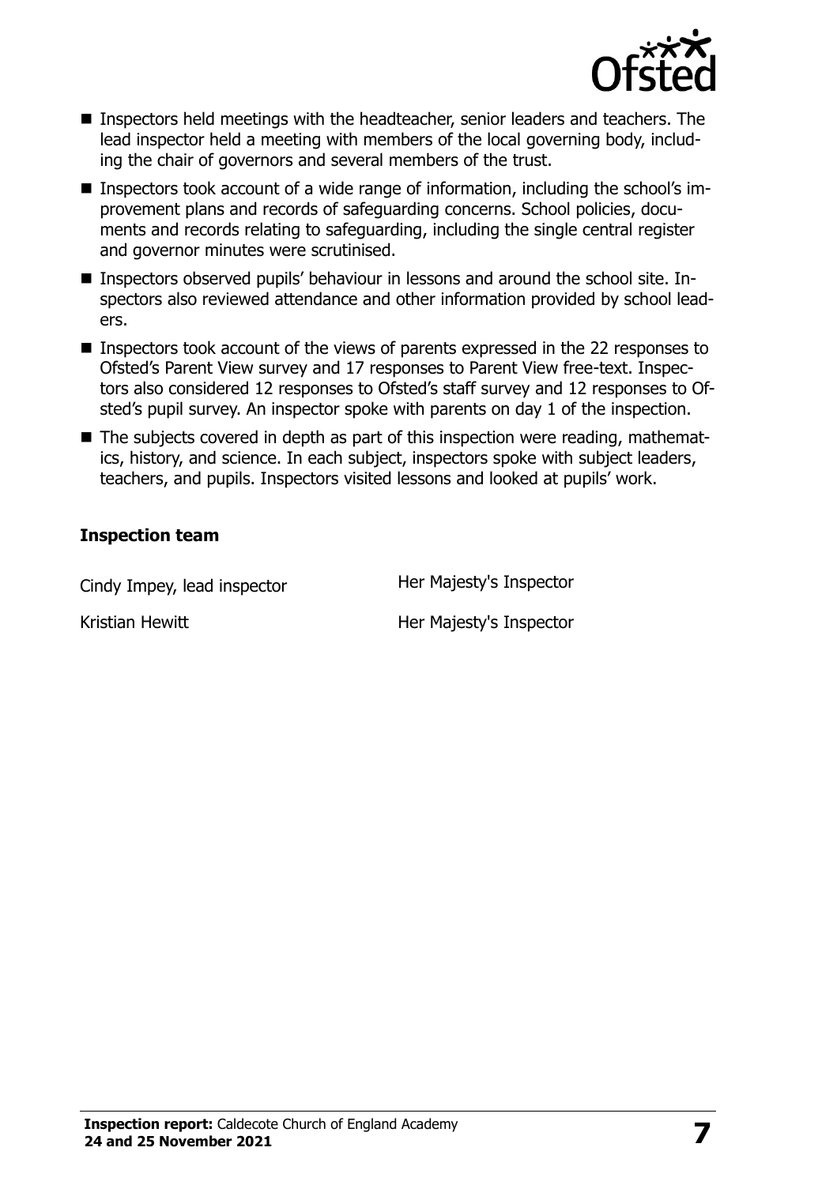- Inspectors held meetings with the headteacher, senior leaders and teachers. The lead inspector held a meeting with members of the local governing body, including the chair of governors and several members of the trust.
- Inspectors took account of a wide range of information, including the school's improvement plans and records of safeguarding concerns. School policies, documents and records relating to safeguarding, including the single central register and governor minutes were scrutinised.
- Inspectors observed pupils' behaviour in lessons and around the school site. Inspectors also reviewed attendance and other information provided by school leaders.
- Inspectors took account of the views of parents expressed in the 22 responses to Ofsted's Parent View survey and 17 responses to Parent View free-text. Inspectors also considered 12 responses to Ofsted's staff survey and 12 responses to Ofsted's pupil survey. An inspector spoke with parents on day 1 of the inspection.
- The subjects covered in depth as part of this inspection were reading, mathematics, history, and science. In each subject, inspectors spoke with subject leaders, teachers, and pupils. Inspectors visited lessons and looked at pupils' work.

### Inspection team

| | |
|---|---|
| Cindy Impey, lead inspector | Her Majesty's Inspector |
| Kristian Hewitt | Her Majesty's Inspector |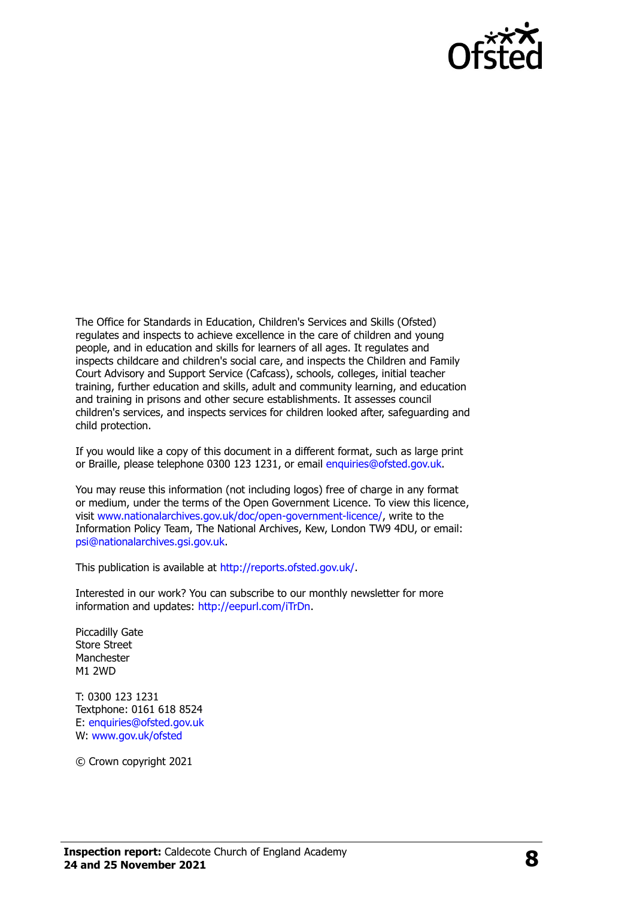The Office for Standards in Education, Children's Services and Skills (Ofsted) regulates and inspects to achieve excellence in the care of children and young people, and in education and skills for learners of all ages. It regulates and inspects childcare and children's social care, and inspects the Children and Family Court Advisory and Support Service (Cafcass), schools, colleges, initial teacher training, further education and skills, adult and community learning, and education and training in prisons and other secure establishments. It assesses council children's services, and inspects services for children looked after, safeguarding and child protection.

If you would like a copy of this document in a different format, such as large print or Braille, please telephone 0300 123 1231, or email enquiries@ofsted.gov.uk.

You may reuse this information (not including logos) free of charge in any format or medium, under the terms of the Open Government Licence. To view this licence, visit www.nationalarchives.gov.uk/doc/open-government-licence/, write to the Information Policy Team, The National Archives, Kew, London TW9 4DU, or email: psi@nationalarchives.gsi.gov.uk.

This publication is available at http://reports.ofsted.gov.uk/.

Interested in our work? You can subscribe to our monthly newsletter for more information and updates: http://eepurl.com/iTrDn.

Piccadilly Gate
Store Street
Manchester
M1 2WD

T: 0300 123 1231
Textphone: 0161 618 8524
E: enquiries@ofsted.gov.uk
W: www.gov.uk/ofsted

© Crown copyright 2021